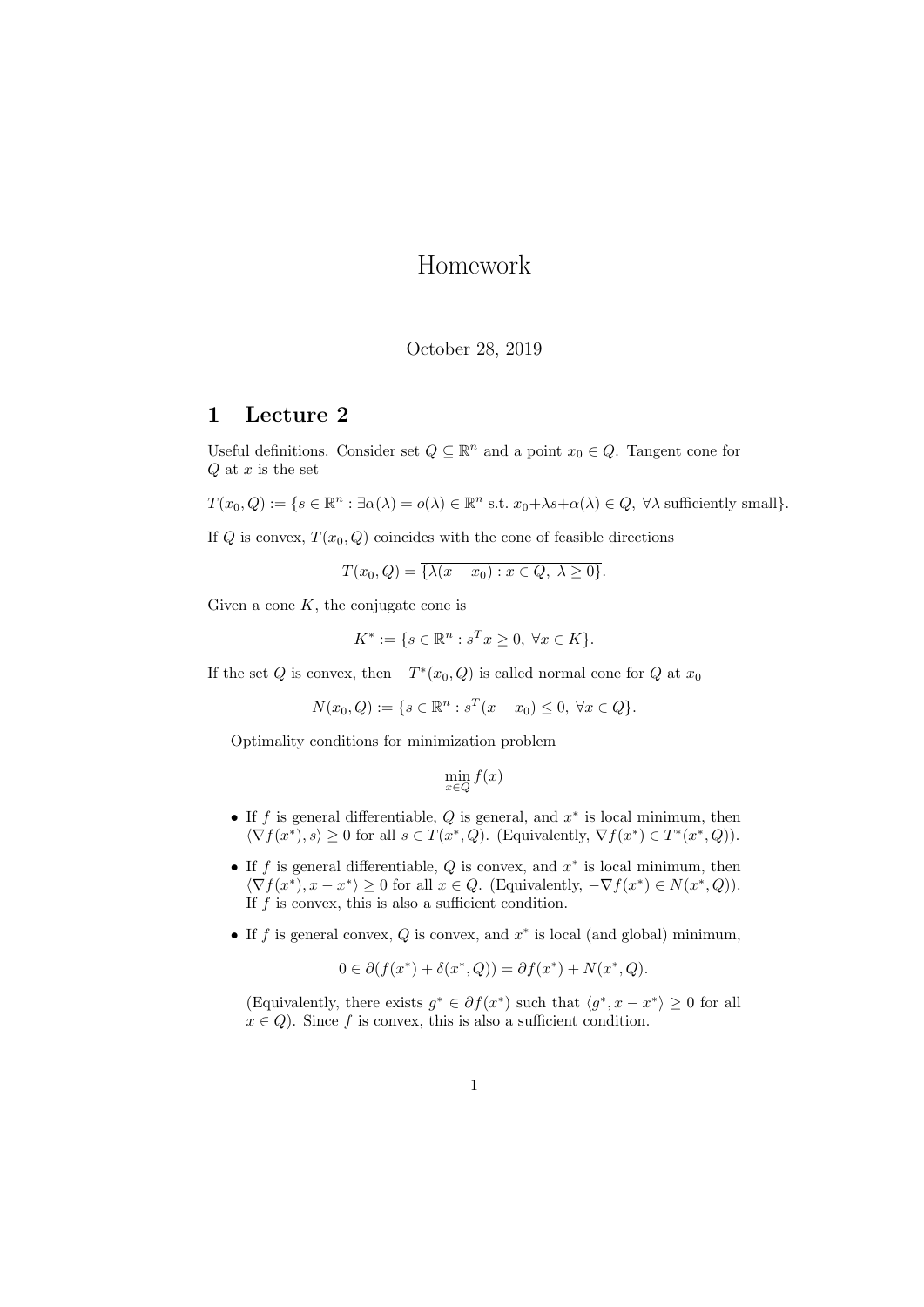# Homework

October 28, 2019

## 1 Lecture 2

Useful definitions. Consider set $Q \subseteq \mathbb{R}^n$ and a point $x_0 \in Q$. Tangent cone for $Q$ at $x$ is the set

$T(x_0, Q) := \{s \in \mathbb{R}^n : \exists \alpha(\lambda) = o(\lambda) \in \mathbb{R}^n \text{ s.t. } x_0 + \lambda s + \alpha(\lambda) \in Q, \ \forall \lambda \text{ sufficiently small}\}.$

If $Q$ is convex, $T(x_0, Q)$ coincides with the cone of feasible directions

$$T(x_0, Q) = \overline{\{\lambda(x - x_0) : x \in Q, \ \lambda \geq 0\}}.$$

Given a cone $K$, the conjugate cone is

$$K^* := \{s \in \mathbb{R}^n : s^T x \geq 0, \ \forall x \in K\}.$$

If the set $Q$ is convex, then $-T^*(x_0, Q)$ is called normal cone for $Q$ at $x_0$

$$N(x_0, Q) := \{s \in \mathbb{R}^n : s^T(x - x_0) \leq 0, \ \forall x \in Q\}.$$

Optimality conditions for minimization problem

$$\min_{x \in Q} f(x)$$

- If $f$ is general differentiable, $Q$ is general, and $x^*$ is local minimum, then $\langle \nabla f(x^*), s \rangle \geq 0$ for all $s \in T(x^*, Q)$. (Equivalently, $\nabla f(x^*) \in T^*(x^*, Q)$).
- If $f$ is general differentiable, $Q$ is convex, and $x^*$ is local minimum, then $\langle \nabla f(x^*), x - x^* \rangle \geq 0$ for all $x \in Q$. (Equivalently, $-\nabla f(x^*) \in N(x^*, Q)$). If $f$ is convex, this is also a sufficient condition.
- If $f$ is general convex, $Q$ is convex, and $x^*$ is local (and global) minimum,

$$0 \in \partial(f(x^*) + \delta(x^*, Q)) = \partial f(x^*) + N(x^*, Q).$$

(Equivalently, there exists $g^* \in \partial f(x^*)$ such that $\langle g^*, x - x^* \rangle \geq 0$ for all $x \in Q$). Since $f$ is convex, this is also a sufficient condition.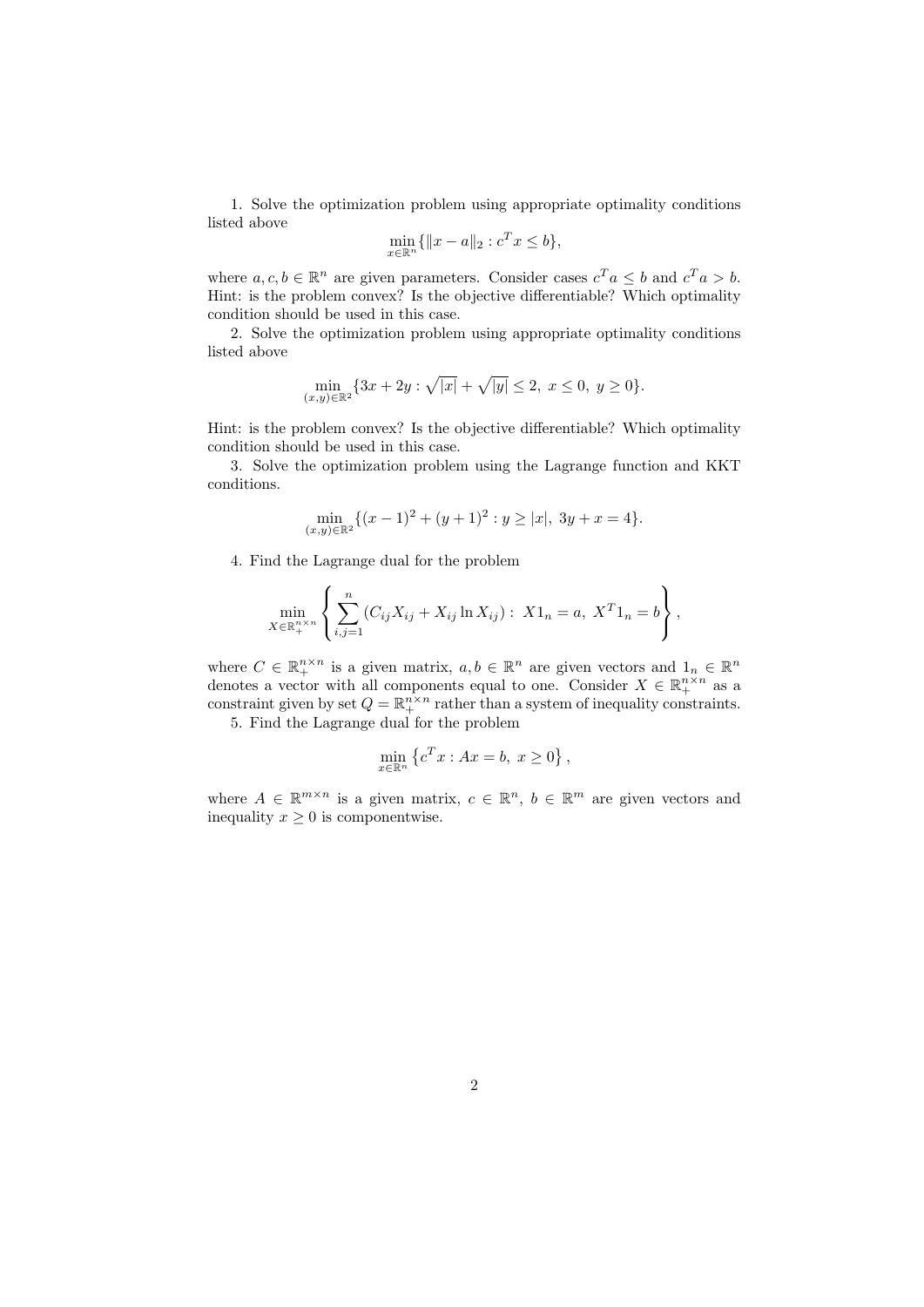1. Solve the optimization problem using appropriate optimality conditions listed above

$$\min_{x\in\mathbb{R}^n}\{\|x-a\|_2 : c^T x \le b\},$$

where $a, c, b \in \mathbb{R}^n$ are given parameters. Consider cases $c^T a \le b$ and $c^T a > b$. Hint: is the problem convex? Is the objective differentiable? Which optimality condition should be used in this case.

2. Solve the optimization problem using appropriate optimality conditions listed above

$$\min_{(x,y)\in\mathbb{R}^2}\{3x + 2y : \sqrt{|x|} + \sqrt{|y|} \le 2,\ x \le 0,\ y \ge 0\}.$$

Hint: is the problem convex? Is the objective differentiable? Which optimality condition should be used in this case.

3. Solve the optimization problem using the Lagrange function and KKT conditions.

$$\min_{(x,y)\in\mathbb{R}^2}\{(x-1)^2 + (y+1)^2 : y \ge |x|,\ 3y + x = 4\}.$$

4. Find the Lagrange dual for the problem

$$\min_{X\in\mathbb{R}^{n\times n}_+}\left\{\sum_{i,j=1}^{n}(C_{ij}X_{ij} + X_{ij}\ln X_{ij}) :\ X1_n = a,\ X^T 1_n = b\right\},$$

where $C \in \mathbb{R}^{n\times n}_+$ is a given matrix, $a, b \in \mathbb{R}^n$ are given vectors and $1_n \in \mathbb{R}^n$ denotes a vector with all components equal to one. Consider $X \in \mathbb{R}^{n\times n}_+$ as a constraint given by set $Q = \mathbb{R}^{n\times n}_+$ rather than a system of inequality constraints.

5. Find the Lagrange dual for the problem

$$\min_{x\in\mathbb{R}^n}\left\{c^T x : Ax = b,\ x \ge 0\right\},$$

where $A \in \mathbb{R}^{m\times n}$ is a given matrix, $c \in \mathbb{R}^n$, $b \in \mathbb{R}^m$ are given vectors and inequality $x \ge 0$ is componentwise.